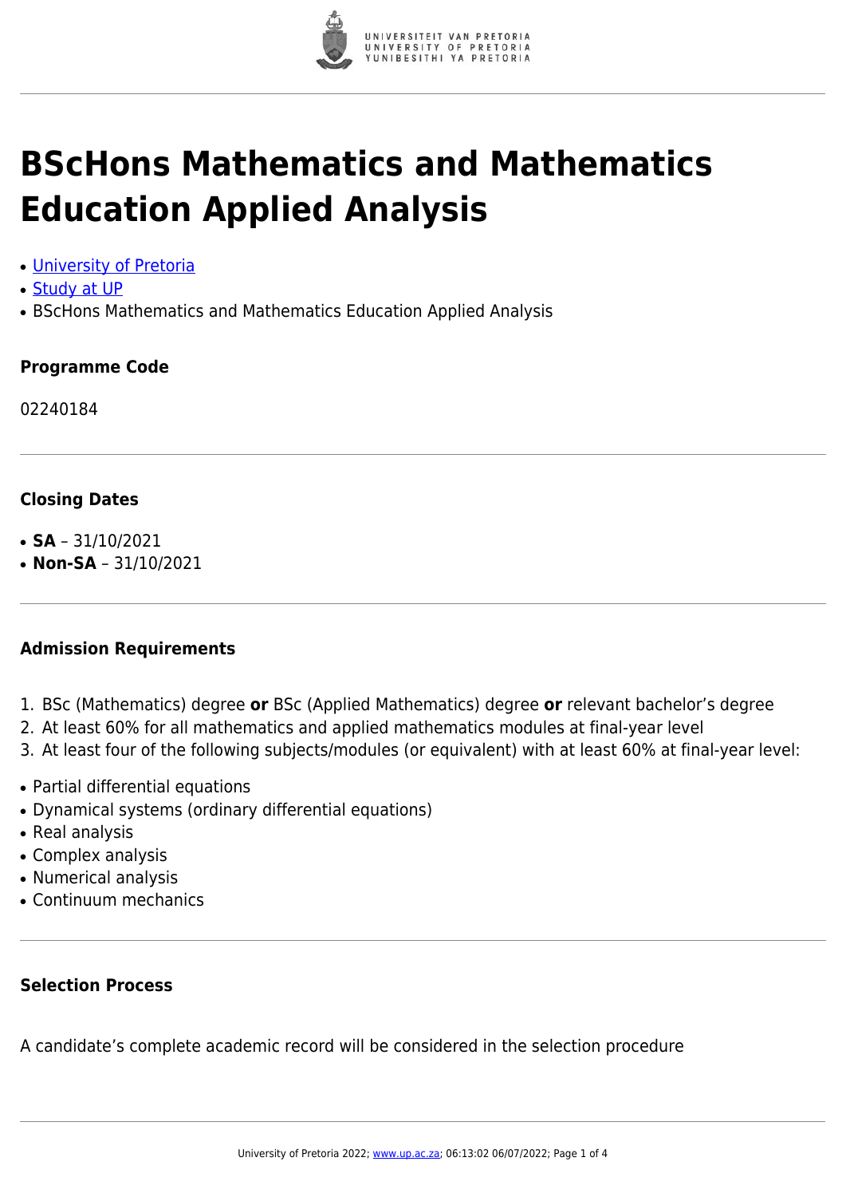# BScHons Mathematics and Mathematics Education Applied Analysis

- University of Pretoria
- Study at UP
- BScHons Mathematics and Mathematics Education Applied Analysis

### Programme Code

02240184

### Closing Dates

- **SA** – 31/10/2021
- **Non-SA** – 31/10/2021

### Admission Requirements

1. BSc (Mathematics) degree **or** BSc (Applied Mathematics) degree **or** relevant bachelor's degree
2. At least 60% for all mathematics and applied mathematics modules at final-year level
3. At least four of the following subjects/modules (or equivalent) with at least 60% at final-year level:

- Partial differential equations
- Dynamical systems (ordinary differential equations)
- Real analysis
- Complex analysis
- Numerical analysis
- Continuum mechanics

### Selection Process

A candidate's complete academic record will be considered in the selection procedure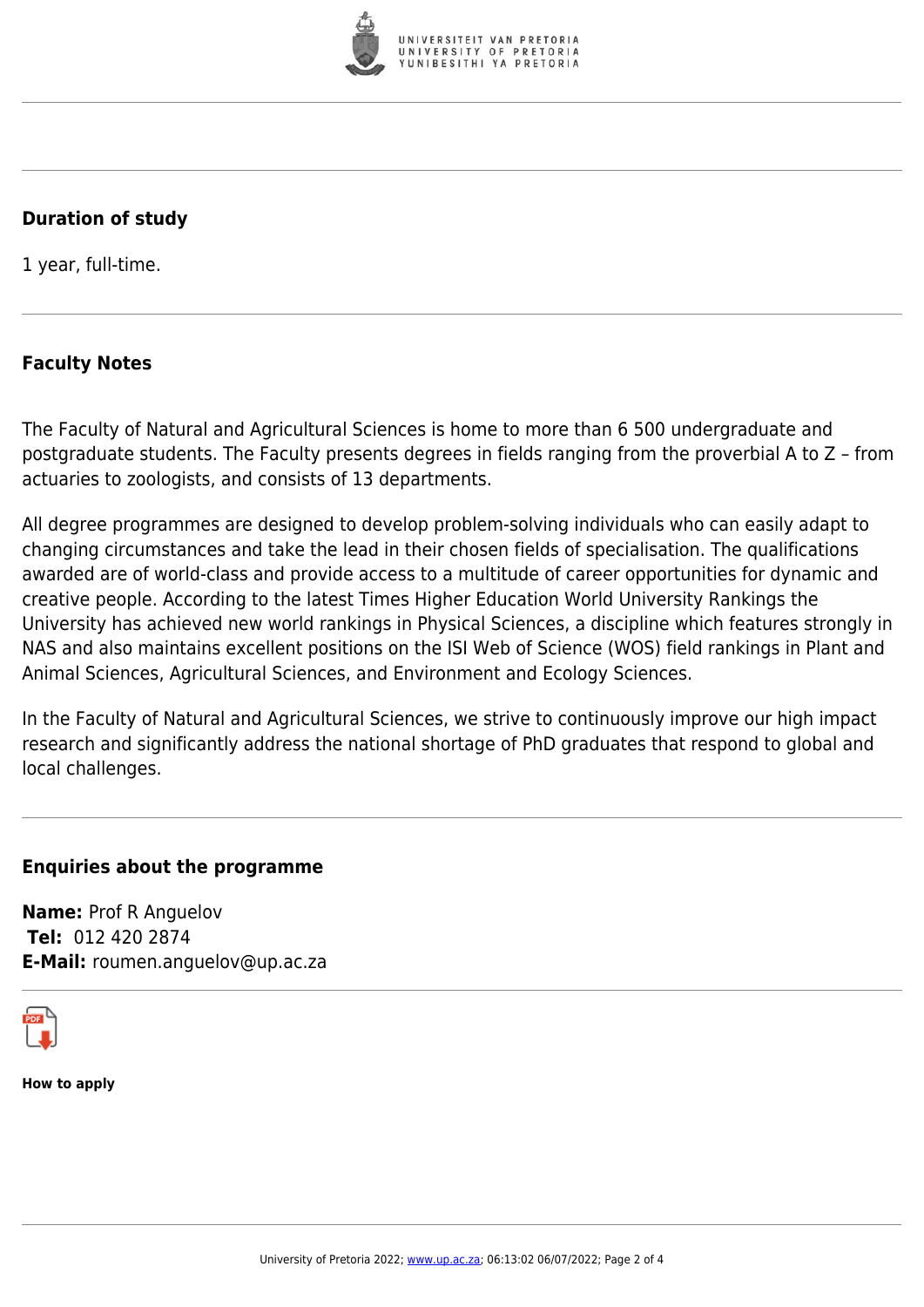### Duration of study

1 year, full-time.

### Faculty Notes

The Faculty of Natural and Agricultural Sciences is home to more than 6 500 undergraduate and postgraduate students. The Faculty presents degrees in fields ranging from the proverbial A to Z – from actuaries to zoologists, and consists of 13 departments.

All degree programmes are designed to develop problem-solving individuals who can easily adapt to changing circumstances and take the lead in their chosen fields of specialisation. The qualifications awarded are of world-class and provide access to a multitude of career opportunities for dynamic and creative people. According to the latest Times Higher Education World University Rankings the University has achieved new world rankings in Physical Sciences, a discipline which features strongly in NAS and also maintains excellent positions on the ISI Web of Science (WOS) field rankings in Plant and Animal Sciences, Agricultural Sciences, and Environment and Ecology Sciences.

In the Faculty of Natural and Agricultural Sciences, we strive to continuously improve our high impact research and significantly address the national shortage of PhD graduates that respond to global and local challenges.

### Enquiries about the programme

**Name:** Prof R Anguelov
**Tel:** 012 420 2874
**E-Mail:** roumen.anguelov@up.ac.za

**How to apply**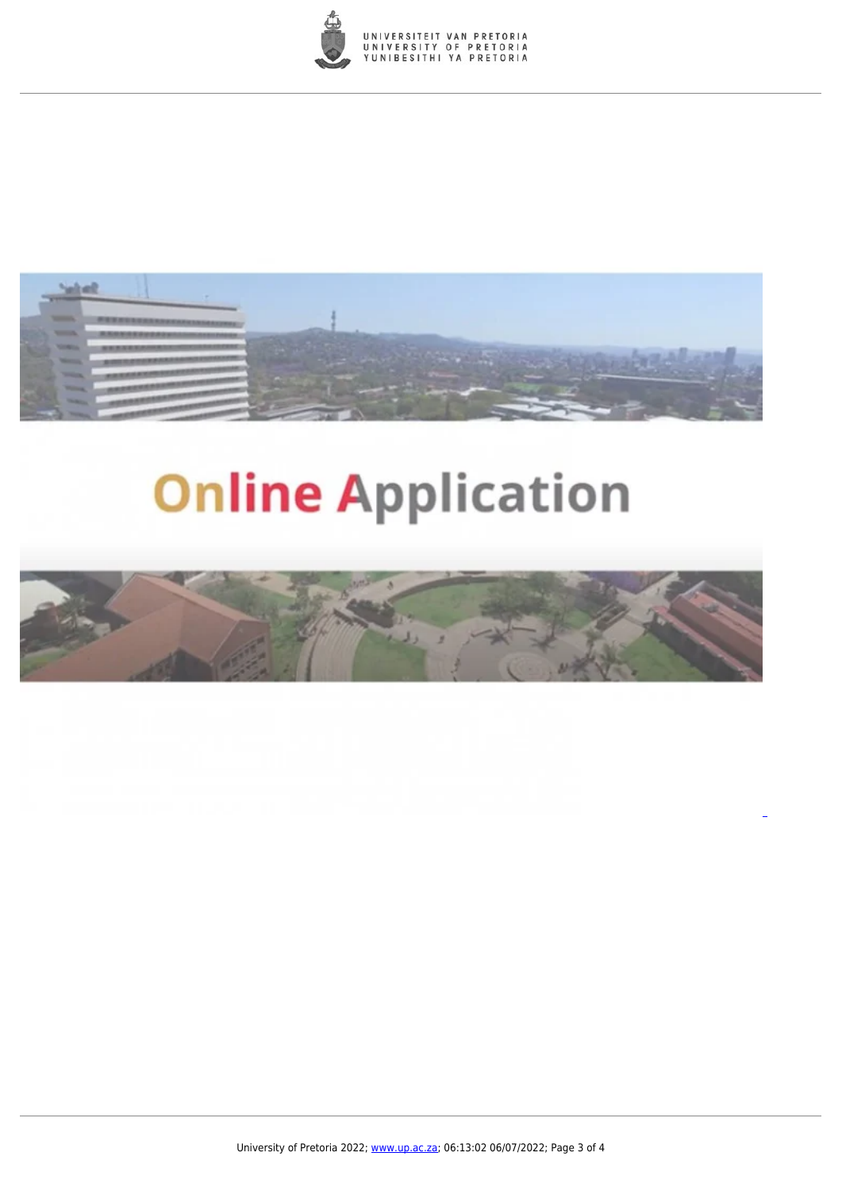Online Application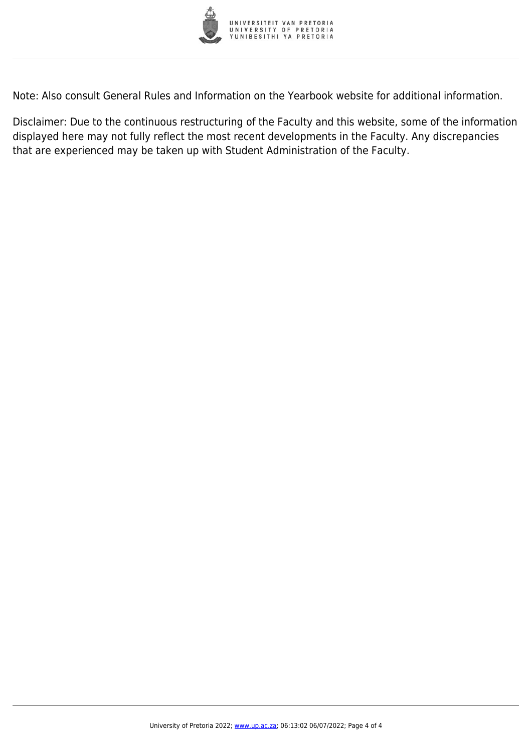Note: Also consult General Rules and Information on the Yearbook website for additional information.

Disclaimer: Due to the continuous restructuring of the Faculty and this website, some of the information displayed here may not fully reflect the most recent developments in the Faculty. Any discrepancies that are experienced may be taken up with Student Administration of the Faculty.